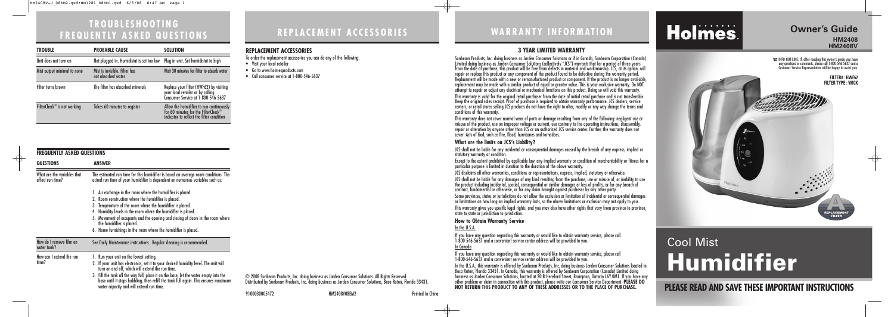# TROUBLESHOOTING FREQUENTLY ASKED QUESTIONS

| TROUBLE | PROBABLE CAUSE | SOLUTION |
| --- | --- | --- |
| Unit does not turn on | Not plugged in. Humidistat is set too low | Plug in unit. Set humidistat to high |
| Mist output minimal to none | Mist is invisible. Filter has not absorbed water | Wait 30 minutes for filter to absorb water |
| Filter turns brown | The filter has absorbed minerals | Replace your filter (HWF62) by visiting your local retailer or by calling Consumer Service at 1-800-546-5637 |
| FilterCheck® is not working | Takes 60 minutes to register | Allow the humidifier to run continuously for 60 minutes for the FilterCheck® indicator to reflect the filter condition |

## FREQUENTLY ASKED QUESTIONS

| QUESTIONS | ANSWER |
| --- | --- |
| What are the variables that affect run time? | The estimated run time for this humidifier is based on average room conditions. The actual run time of your humidifier is dependent on numerous variables such as: 1. Air exchange in the room where the humidifier is placed. 2. Room construction where the humidifier is placed. 3. Temperature of the room where the humidifier is placed. 4. Humidity levels in the room where the humidifier is placed. 5. Movement of occupants and the opening and closing of doors in the room where the humidifier is placed. 6. Home furnishings in the room where the humidifier is placed. |
| How do I remove film on water tank? | See Daily Maintenance instructions. Regular cleaning is recommended. |
| How can I extend the run time? | 1. Run your unit on the lowest setting. 2. If your unit has electronics, set it to your desired humidity level. The unit will turn on and off, which will extend the run time. 3. Fill the tank all the way full, place it on the base, let the water empty into the base until it stops bubbling, then refill the tank full again. This ensures maximum water capacity and will extend run time. |

# REPLACEMENT ACCESSORIES

## REPLACEMENT ACCESSORIES

To order the replacement accessories you can do any of the following:

- Visit your local retailer
- Go to www.holmesproducts.com
- Call consumer service at 1-800-546-5637

© 2008 Sunbeam Products, Inc. doing business as Jarden Consumer Solutions. All Rights Reserved.
Distributed by Sunbeam Products, Inc. doing business as Jarden Consumer Solutions, Boca Raton, Florida 33431.

9100030005472 HM2408V08EM2 Printed In China

# WARRANTY INFORMATION

## 3 YEAR LIMITED WARRANTY

Sunbeam Products, Inc. doing business as Jarden Consumer Solutions or if in Canada, Sunbeam Corporation (Canada) Limited doing business as Jarden Consumer Solutions (collectively "JCS") warrants that for a period of three years from the date of purchase, this product will be free from defects in material and workmanship. JCS, at its option, will repair or replace this product or any component of the product found to be defective during the warranty period. Replacement will be made with a new or remanufactured product or component. If the product is no longer available, replacement may be made with a similar product of equal or greater value. This is your exclusive warranty. Do NOT attempt to repair or adjust any electrical or mechanical functions on this product. Doing so will void this warranty.

This warranty is valid for the original retail purchaser from the date of initial retail purchase and is not transferable. Keep the original sales receipt. Proof of purchase is required to obtain warranty performance. JCS dealers, service centers, or retail stores selling JCS products do not have the right to alter, modify or any way change the terms and conditions of this warranty.

This warranty does not cover normal wear of parts or damage resulting from any of the following: negligent use or misuse of the product, use on an improper voltage or current, use contrary to the operating instructions, disassembly, repair or alteration by anyone other than JCS or an authorized JCS service center. Further, the warranty does not cover: Acts of God, such as fire, flood, hurricanes and tornadoes.

### What are the limits on JCS's Liability?

JCS shall not be liable for any incidental or consequential damages caused by the breach of any express, implied or statutory warranty or condition.

Except to the extent prohibited by applicable law, any implied warranty or condition of merchantability or fitness for a particular purpose is limited in duration to the duration of the above warranty.

JCS disclaims all other warranties, conditions or representations, express, implied, statutory or otherwise.

JCS shall not be liable for any damages of any kind resulting from the purchase, use or misuse of, or inability to use the product including incidental, special, consequential or similar damages or loss of profits, or for any breach of contract, fundamental or otherwise, or for any claim brought against purchaser by any other party.

Some provinces, states or jurisdictions do not allow the exclusion or limitation of incidental or consequential damages or limitations on how long an implied warranty lasts, so the above limitations or exclusion may not apply to you.

This warranty gives you specific legal rights, and you may also have other rights that vary from province to province, state to state or jurisdiction to jurisdiction.

### How to Obtain Warranty Service

In the U.S.A.

If you have any question regarding this warranty or would like to obtain warranty service, please call 1-800-546-5637 and a convenient service center address will be provided to you.

In Canada

If you have any question regarding this warranty or would like to obtain warranty service, please call 1-800-546-5637 and a convenient service center address will be provided to you.

In the U.S.A., this warranty is offered by Sunbeam Products, Inc. doing business Jarden Consumer Solutions located in Boca Raton, Florida 33431. In Canada, this warranty is offered by Sunbeam Corporation (Canada) Limited doing business as Jarden Consumer Solutions, located at 20 B Hereford Street, Brampton, Ontario L6Y 0M1. If you have any other problem or claim in connection with this product, please write our Consumer Service Department. **PLEASE DO NOT RETURN THIS PRODUCT TO ANY OF THESE ADDRESSES OR TO THE PLACE OF PURCHASE.**

# Holmes.

## Owner's Guide

**HM2408**
**HM2408V**

☎ INFO HOT-LINE: If, after reading this owner's guide you have any questions or comments, please call 1-800-546-5637 and a Customer Service Representative will be happy to assist you.

**FILTER#: HWF62**
**FILTER TYPE: WICK**

REPLACEMENT FILTER

# Cool Mist Humidifier

**PLEASE READ AND SAVE THESE IMPORTANT INSTRUCTIONS**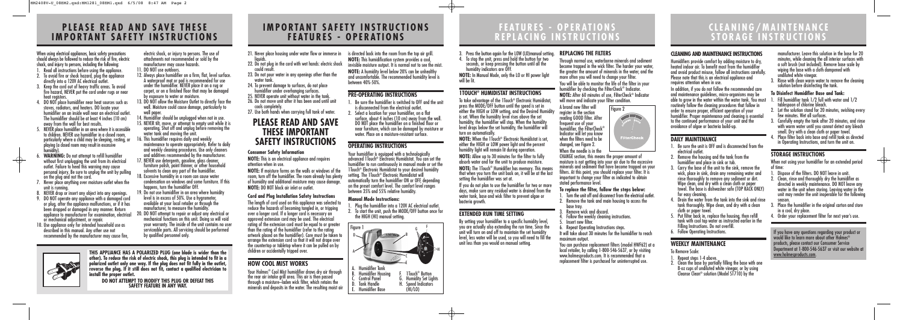# PLEASE READ AND SAVE THESE IMPORTANT SAFETY INSTRUCTIONS

When using electrical appliances, basic safety precautions should always be followed to reduce the risk of fire, electric shock, and injury to persons, including the following:

1. Read all instructions before using the appliance.
2. To avoid fire or shock hazard, plug the appliance directly into a 120V AC electrical outlet.
3. Keep the cord out of heavy traffic areas. To avoid fire hazard, NEVER put the cord under rugs or near heat registers.
4. DO NOT place humidifier near heat sources such as stoves, radiators, and heaters. DO locate your humidifier on an inside wall near an electrical outlet. The humidifier should be at least 4 inches (10 cm) away from the wall for best results.
5. NEVER place humidifier in an area where it is accessible to children. NEVER use humidifier in a closed room, particularly where a child may be sleeping, resting, or playing (a closed room may result in excessive humidity).
6. **WARNING:** Do not attempt to refill humidifier without first unplugging the unit from its electrical outlet. Failure to heed this warning may cause personal injury. Be sure to unplug the unit by pulling on the plug and not the cord.
7. Never place anything over moisture outlet when the unit is running.
8. NEVER drop or insert any object into any openings.
9. DO NOT operate any appliance with a damaged cord or plug, after the appliance malfunctions, or if it has been dropped or damaged in any manner. Return appliance to manufacturer for examination, electrical or mechanical adjustment, or repair.
10. Use appliance only for intended household use as described in this manual. Any other use not recommended by the manufacturer may cause fire, electric shock, or injury to persons. The use of attachments not recommended or sold by the manufacturer may cause hazards.
11. DO NOT use outdoors.
12. Always place humidifier on a firm, flat, level surface. A waterproof mat or pad is recommended for use under the humidifier. NEVER place it on a rug or carpet, or on a finished floor that may be damaged by exposure to water or moisture.
13. DO NOT allow the Moisture Outlet to directly face the wall. Moisture could cause damage, particularly to wall paper.
14. Humidifier should be unplugged when not in use.
15. NEVER tilt, move, or attempt to empty unit while it is operating. Shut off and unplug before removing the water tank and moving the unit.
16. This humidifier requires daily and weekly maintenance to operate appropriately. Refer to daily and weekly cleaning procedures. Use only cleaners and additives recommended by the manufacturer.
17. NEVER use detergents, gasoline, glass cleaner, furniture polish, paint thinner, or other household solvents to clean any part of the humidifier.
18. Excessive humidity in a room can cause water condensation on windows and some furniture. If this happens, turn the humidifier OFF.
19. Do not use humidifier in an area where humidity level is in excess of 50%. Use a hygrometer, available at your local retailer or through the manufacturer, to measure the humidity.
20. DO NOT attempt to repair or adjust any electrical or mechanical functions on this unit. Doing so will void your warranty. The inside of the unit contains no user serviceable parts. All servicing should be performed by qualified personnel only.

**THIS APPLIANCE HAS A POLARIZED PLUG (one blade is wider than the other). To reduce the risk of electric shock, this plug is intended to fit in a polarized outlet only one way. If the plug does not fit fully in the outlet, reverse the plug. If it still does not fit, contact a qualified electrician to install the proper outlet.**

**DO NOT ATTEMPT TO MODIFY THIS PLUG OR DEFEAT THIS SAFETY FEATURE IN ANY WAY.**

# IMPORTANT SAFETY INSTRUCTIONS FEATURES - OPERATIONS

21. Never place housing under water flow or immerse in liquids.
22. Do not plug in the cord with wet hands: electric shock could result.
23. Do not pour water in any openings other than the water tank.
24. To prevent damage to surfaces, do not place humidifier under overhanging surfaces.
25. NEVER operate unit without water in the tank.
26. Do not move unit after it has been used until unit cools completely.
27. Use both hands when carrying full tank of water.

# PLEASE READ AND SAVE THESE IMPORTANT SAFETY INSTRUCTIONS

### Consumer Safety Information

**NOTE:** This is an electrical appliance and requires attention when in use.

**NOTE:** If moisture forms on the walls or windows of the room, turn off the humidifier. The room already has plenty of humidity and additional moisture may cause damage.
**NOTE:** DO NOT block air inlet or outlet.

### Cord and Plug Installation Safety Instructions

The length of cord used on this appliance was selected to reduce the hazards of becoming tangled in, or tripping over a longer cord. If a longer cord is necessary an approved extension cord may be used. The electrical rating of the extension cord must be equal to or greater than the rating of the humidifier (refer to the rating artwork placed on the humidifier). Care must be taken to arrange the extension cord so that it will not drape over the countertop or tabletop where it can be pulled on by children or accidentally tripped over.

## HOW COOL MIST WORKS

Your Holmes® Cool Mist humidifier draws dry air through the rear air intake grill area. This air is then passed through a moisture–laden wick filter, which retains the minerals and deposits in the water. The resulting moist air is directed back into the room from the top air grill.
**NOTE:** This humidification system provides a cool, invisible moisture output. It is normal not to see the mist.
**NOTE:** A humidity level below 20% can be unhealthy and uncomfortable. The recommended humidity level is between 40%-50%.

## PRE-OPERATING INSTRUCTIONS

1. Be sure the humidifier is switched to OFF and the unit is disconnected from the electrical outlet.
2. Select a location for your humidifier, on a flat surface, about 4 inches (10 cm) away from the wall. DO NOT place the humidifier on a finished floor or near furniture, which can be damaged by moisture or water. Place on a moisture-resistant surface.

## OPERATING INSTRUCTIONS

Your humidifier is equipped with a technologically advanced 1Touch® Electronic Humidistat. You can set the humidifier to run continuously in manual mode or set the 1Touch® Electronic Humidistat to your desired humidity setting. The 1Touch® Electronic Humidistat will automatically turn the humidifier ON or OFF, depending on the preset comfort level. The comfort level ranges between 35% and 55% relative humidity.

### Manual Mode Instructions:

1. Plug the humidifier into a 120V AC electrical outlet.
2. To start the unit, push the MODE/OFF button once for the HIGH (HI) manual setting.

Figure 1

A. Humidifier Tank
B. Humidifier Housing
C. Control Panel
D. Tank Handle
E. Humidifier Base
F. 1Touch® Button
G. Humidity Set Lights
H. Speed Indicators (HI/LO)

# FEATURES - OPERATIONS REPLACING INSTRUCTIONS

3. Press the button again for the LOW (LO)manual setting.
4. To stop the unit, press and hold the button for two seconds, or keep pressing the button until all the humidity indicators are OFF.

**NOTE:** In Manual Mode, only the LO or HI power light will be lit.

## 1TOUCH® HUMIDISTAT INSTRUCTIONS

To take advantage of the 1Touch® Electronic Humidistat, press the MODE/OFF button until the speed is set in either the HIGH or LOW setting, and the Desired Humidity is set. When the humidity level rises above the set humidity, the humidifier will stop. When the humidity level drops below the set humidity, the humidifier will turn on automatically.

**NOTE:** When the 1Touch® Electronic Humidistat is set, either the HIGH or LOW power light and the percent humidity light will remain lit during operation.

**NOTE:** Allow up to 30 minutes for the filter to fully absorb water and for the unit to produce moisture.

**NOTE:** The 1Touch® Humidifier has memory. This means that when you turn the unit back on, it will be at the last setting the humidifier was set at.

If you do not plan to use the humidifier for two or more days, make sure any residual water is drained from the water tank, base and wick filter to prevent algae or bacteria growth.

## EXTENDED RUN TIME SETTING

By setting your humidifier to a specific humidity level, you are actually also extending the run time. Since the unit will turn on and off to maintain the set humidity level, less water will be used, so you will need to fill the unit less than you would on manual setting.

## REPLACING THE FILTERS

Through normal use, waterborne minerals and sediment become trapped in the wick filter. The harder your water, the greater the amount of minerals in the water, and the more often you will need to change your filter.

You will be able to monitor the life of the filter in your humidifier by checking the FilterCheck® Indicator.
**NOTE:** After 60 minutes of use, FilterCheck® Indicator will move and indicate your filter condition.

A brand new filter will register in the section reading GOOD filter. After frequent use of your humidifier, the FilterCheck® Indicator will let you know when the filters need to be changed, see Figure 2.

Figure 2

When the needle is in the CHANGE section, this means the proper amount of moisture is not getting into your air due to the excessive minerals and sediment that have become trapped on your filters. At this point, you should replace your filter. It is important to change your filter as indicated to obtain stated performance level.

### To replace the filter, follow the steps below:

1. Turn the unit off and disconnect from the electrical outlet.
2. Remove the tank and main housing to access the base tray.
3. Remove wick and discard.
4. Follow the weekly cleaning instructions.
5. Insert new filter.
6. Repeat Operating Instructions steps.

It will take about 30 minutes for the humidifier to reach maximum output.

You can purchase replacement filters (model HWF62) at a local retailer, by calling 1-800-546-5637, or by visiting www.holmesproducts.com. It is recommended that a replacement filter is purchased for uninterrupted use.

# CLEANING/MAINTENANCE STORAGE INSTRUCTIONS

## CLEANING AND MAINTENANCE INSTRUCTIONS

Humidifiers provide comfort by adding moisture to dry, heated indoor air. To benefit most from the humidifier and avoid product misuse, follow all instructions carefully. Please note that this is an electrical appliance and requires attention when in use.

In addition, if you do not follow the recommended care and maintenance guidelines, micro-organisms may be able to grow in the water within the water tank. You must routinely follow the cleaning procedures that follow in order to ensure proper, efficient operation of your humidifier. Proper maintenance and cleaning is essential to the continued performance of your unit and the avoidance of algae or bacteria build-up.

## DAILY MAINTENANCE

1. Be sure the unit is OFF and is disconnected from the electrical outlet.
2. Remove the housing and the tank from the humidifier and place in sink or tub.
3. Carry the base of the unit to the sink, remove the wick, place in sink, drain any remaining water and rinse thoroughly to remove any sediment or dirt. Wipe clean, and dry with a clean cloth or paper towel. The base is dishwasher safe (TOP RACK ONLY) for easy cleaning.
4. Drain the water from the tank into the sink and rinse tank thoroughly. Wipe clean, and dry with a clean cloth or paper towel.
5. Put filter back in, replace the housing, then refill tank with cool tap water as instructed earlier in the Filling Instructions. Do not overfill.
6. Follow Operating Instructions.

## WEEKLY MAINTENANCE

To Remove Scale:

1. Repeat steps 1-4 above.
2. Clean the base by partially filling the base with one 8-oz cups of undiluted white vinegar, or by using Cleanse Clean® solution (Model ST710) by the manufacturer. Leave this solution in the base for 20 minutes, while cleaning the all interior surfaces with a soft brush (not included). Remove base scale by wiping the base with a cloth dampened with undiluted white vinegar.
3. Rinse with clean warm water to remove the cleaning solution before disinfecting the tank.

### To Disinfect Humidifier Base and Tank:

1. Fill humidifier tank 1/2 full with water and 1/2 tablespoon of chlorine bleach.
2. Let the solution stand for 20 minutes, swishing every few minutes. Wet all surfaces.
3. Carefully empty the tank after 20 minutes, and rinse with warm water until you cannot detect any bleach smell. Dry with a clean cloth or paper towel.
4. Place filter back into base and refill tank as directed in Operating Instructions, and turn the unit on.

## STORAGE INSTRUCTIONS

When not using your humidifier for an extended period of time:

1. Dispose of the filters. DO NOT leave in unit.
2. Clean, rinse and thoroughly dry the humidifier as directed in weekly maintenance. DO NOT leave any water in the unit when storing. Leaving water in the unit may render the unit inoperable for the following season.
3. Place the humidifier in the original carton and store in a cool, dry place.
4. Order your replacement filter for next year's use.

If you have any questions regarding your product or would like to learn more about other Holmes® products, please contact our Consumer Service Department at 1-800-546-5637 or visit our website at www.holmesproducts.com.